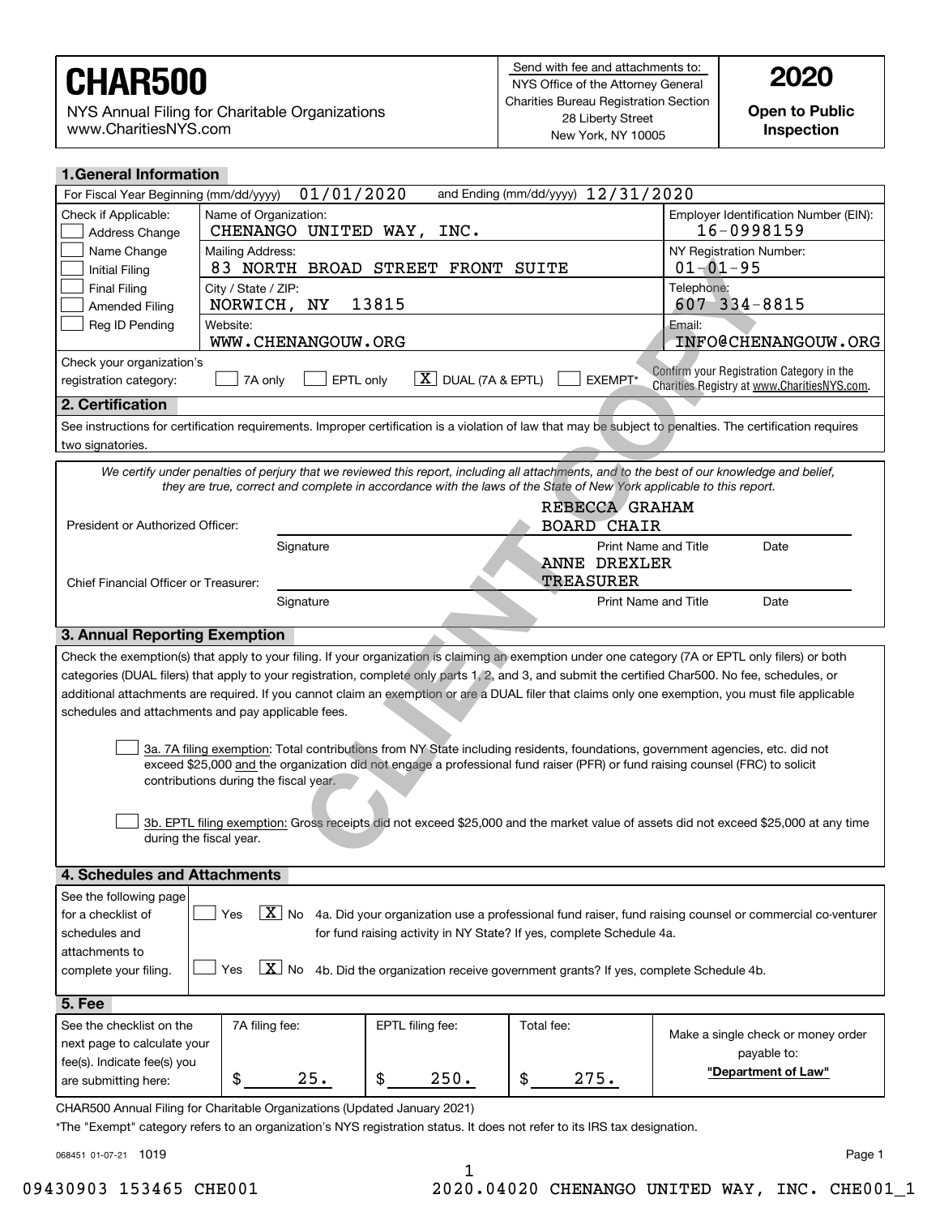# CHAR500

NYS Annual Filing for Charitable Organizations
www.CharitiesNYS.com

Send with fee and attachments to:
NYS Office of the Attorney General
Charities Bureau Registration Section
28 Liberty Street
New York, NY 10005

**2020**

**Open to Public Inspection**

## 1. General Information

For Fiscal Year Beginning (mm/dd/yyyy) 01/01/2020 and Ending (mm/dd/yyyy) 12/31/2020

| Check if Applicable: | | |
|---|---|---|
| ☐ Address Change | Name of Organization: CHENANGO UNITED WAY, INC. | Employer Identification Number (EIN): 16-0998159 |
| ☐ Name Change<br>☐ Initial Filing | Mailing Address: 83 NORTH BROAD STREET FRONT SUITE | NY Registration Number: 01-01-95 |
| ☐ Final Filing<br>☐ Amended Filing | City / State / ZIP: NORWICH, NY 13815 | Telephone: 607 334-8815 |
| ☐ Reg ID Pending | Website: WWW.CHENANGOUW.ORG | Email: INFO@CHENANGOUW.ORG |

Check your organization's registration category: ☐ 7A only ☐ EPTL only ☒ DUAL (7A & EPTL) ☐ EXEMPT*

Confirm your Registration Category in the Charities Registry at www.CharitiesNYS.com.

## 2. Certification

See instructions for certification requirements. Improper certification is a violation of law that may be subject to penalties. The certification requires two signatories.

*We certify under penalties of perjury that we reviewed this report, including all attachments, and to the best of our knowledge and belief, they are true, correct and complete in accordance with the laws of the State of New York applicable to this report.*

| | Signature | Print Name and Title | Date |
|---|---|---|---|
| President or Authorized Officer: | | REBECCA GRAHAM<br>BOARD CHAIR | |
| Chief Financial Officer or Treasurer: | | ANNE DREXLER<br>TREASURER | |

## 3. Annual Reporting Exemption

Check the exemption(s) that apply to your filing. If your organization is claiming an exemption under one category (7A or EPTL only filers) or both categories (DUAL filers) that apply to your registration, complete only parts 1, 2, and 3, and submit the certified Char500. No fee, schedules, or additional attachments are required. If you cannot claim an exemption or are a DUAL filer that claims only one exemption, you must file applicable schedules and attachments and pay applicable fees.

☐ 3a. 7A filing exemption: Total contributions from NY State including residents, foundations, government agencies, etc. did not exceed $25,000 and the organization did not engage a professional fund raiser (PFR) or fund raising counsel (FRC) to solicit contributions during the fiscal year.

☐ 3b. EPTL filing exemption: Gross receipts did not exceed $25,000 and the market value of assets did not exceed $25,000 at any time during the fiscal year.

## 4. Schedules and Attachments

See the following page for a checklist of schedules and attachments to complete your filing.

☐ Yes ☒ No 4a. Did your organization use a professional fund raiser, fund raising counsel or commercial co-venturer for fund raising activity in NY State? If yes, complete Schedule 4a.

☐ Yes ☒ No 4b. Did the organization receive government grants? If yes, complete Schedule 4b.

## 5. Fee

| See the checklist on the next page to calculate your fee(s). Indicate fee(s) you are submitting here: | 7A filing fee: | EPTL filing fee: | Total fee: | Make a single check or money order payable to: |
|---|---|---|---|---|
| | $ 25. | $ 250. | $ 275. | **"Department of Law"** |

CHAR500 Annual Filing for Charitable Organizations (Updated January 2021)

*The "Exempt" category refers to an organization's NYS registration status. It does not refer to its IRS tax designation.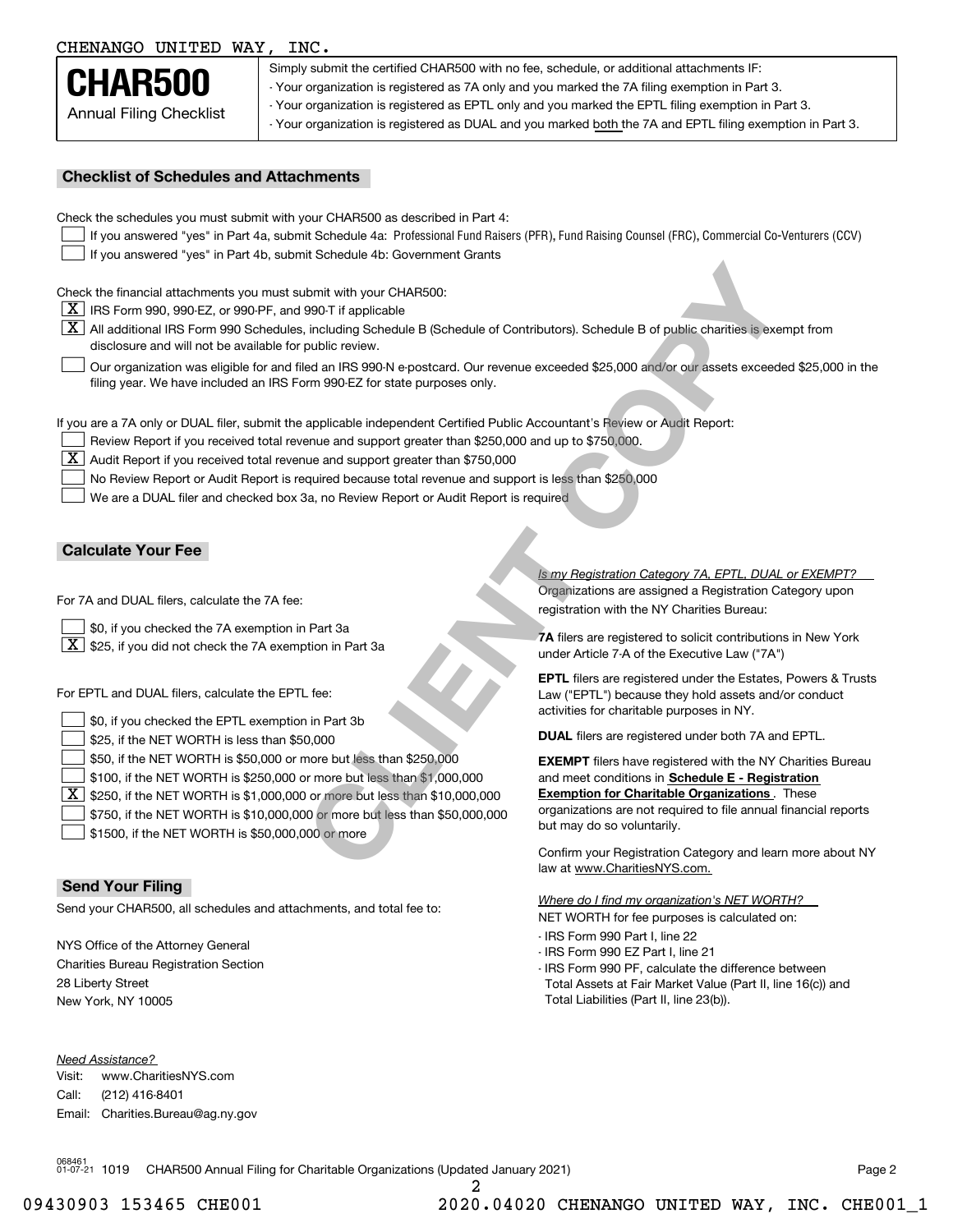CHENANGO UNITED WAY, INC.

# CHAR500

Annual Filing Checklist

Simply submit the certified CHAR500 with no fee, schedule, or additional attachments IF:
- Your organization is registered as 7A only and you marked the 7A filing exemption in Part 3.
- Your organization is registered as EPTL only and you marked the EPTL filing exemption in Part 3.
- Your organization is registered as DUAL and you marked both the 7A and EPTL filing exemption in Part 3.

## Checklist of Schedules and Attachments

Check the schedules you must submit with your CHAR500 as described in Part 4:

- [ ] If you answered "yes" in Part 4a, submit Schedule 4a: Professional Fund Raisers (PFR), Fund Raising Counsel (FRC), Commercial Co-Venturers (CCV)
- [ ] If you answered "yes" in Part 4b, submit Schedule 4b: Government Grants

Check the financial attachments you must submit with your CHAR500:

- [X] IRS Form 990, 990-EZ, or 990-PF, and 990-T if applicable
- [X] All additional IRS Form 990 Schedules, including Schedule B (Schedule of Contributors). Schedule B of public charities is exempt from disclosure and will not be available for public review.
- [ ] Our organization was eligible for and filed an IRS 990-N e-postcard. Our revenue exceeded $25,000 and/or our assets exceeded $25,000 in the filing year. We have included an IRS Form 990-EZ for state purposes only.

If you are a 7A only or DUAL filer, submit the applicable independent Certified Public Accountant's Review or Audit Report:

- [ ] Review Report if you received total revenue and support greater than $250,000 and up to $750,000.
- [X] Audit Report if you received total revenue and support greater than $750,000
- [ ] No Review Report or Audit Report is required because total revenue and support is less than $250,000
- [ ] We are a DUAL filer and checked box 3a, no Review Report or Audit Report is required

## Calculate Your Fee

For 7A and DUAL filers, calculate the 7A fee:

- [ ] $0, if you checked the 7A exemption in Part 3a
- [X] $25, if you did not check the 7A exemption in Part 3a

For EPTL and DUAL filers, calculate the EPTL fee:

- [ ] $0, if you checked the EPTL exemption in Part 3b
- [ ] $25, if the NET WORTH is less than $50,000
- [ ] $50, if the NET WORTH is $50,000 or more but less than $250,000
- [ ] $100, if the NET WORTH is $250,000 or more but less than $1,000,000
- [X] $250, if the NET WORTH is $1,000,000 or more but less than $10,000,000
- [ ] $750, if the NET WORTH is $10,000,000 or more but less than $50,000,000
- [ ] $1500, if the NET WORTH is $50,000,000 or more

*Is my Registration Category 7A, EPTL, DUAL or EXEMPT?*

Organizations are assigned a Registration Category upon registration with the NY Charities Bureau:

**7A** filers are registered to solicit contributions in New York under Article 7-A of the Executive Law ("7A")

**EPTL** filers are registered under the Estates, Powers & Trusts Law ("EPTL") because they hold assets and/or conduct activities for charitable purposes in NY.

**DUAL** filers are registered under both 7A and EPTL.

**EXEMPT** filers have registered with the NY Charities Bureau and meet conditions in **Schedule E - Registration Exemption for Charitable Organizations**. These organizations are not required to file annual financial reports but may do so voluntarily.

Confirm your Registration Category and learn more about NY law at www.CharitiesNYS.com.

*Where do I find my organization's NET WORTH?*

NET WORTH for fee purposes is calculated on:
- IRS Form 990 Part I, line 22
- IRS Form 990 EZ Part I, line 21
- IRS Form 990 PF, calculate the difference between Total Assets at Fair Market Value (Part II, line 16(c)) and Total Liabilities (Part II, line 23(b)).

## Send Your Filing

Send your CHAR500, all schedules and attachments, and total fee to:

NYS Office of the Attorney General
Charities Bureau Registration Section
28 Liberty Street
New York, NY 10005

*Need Assistance?*

Visit: www.CharitiesNYS.com
Call: (212) 416-8401
Email: Charities.Bureau@ag.ny.gov

068461 01-07-21 1019 CHAR500 Annual Filing for Charitable Organizations (Updated January 2021)

09430903 153465 CHE001 2020.04020 CHENANGO UNITED WAY, INC. CHE001_1